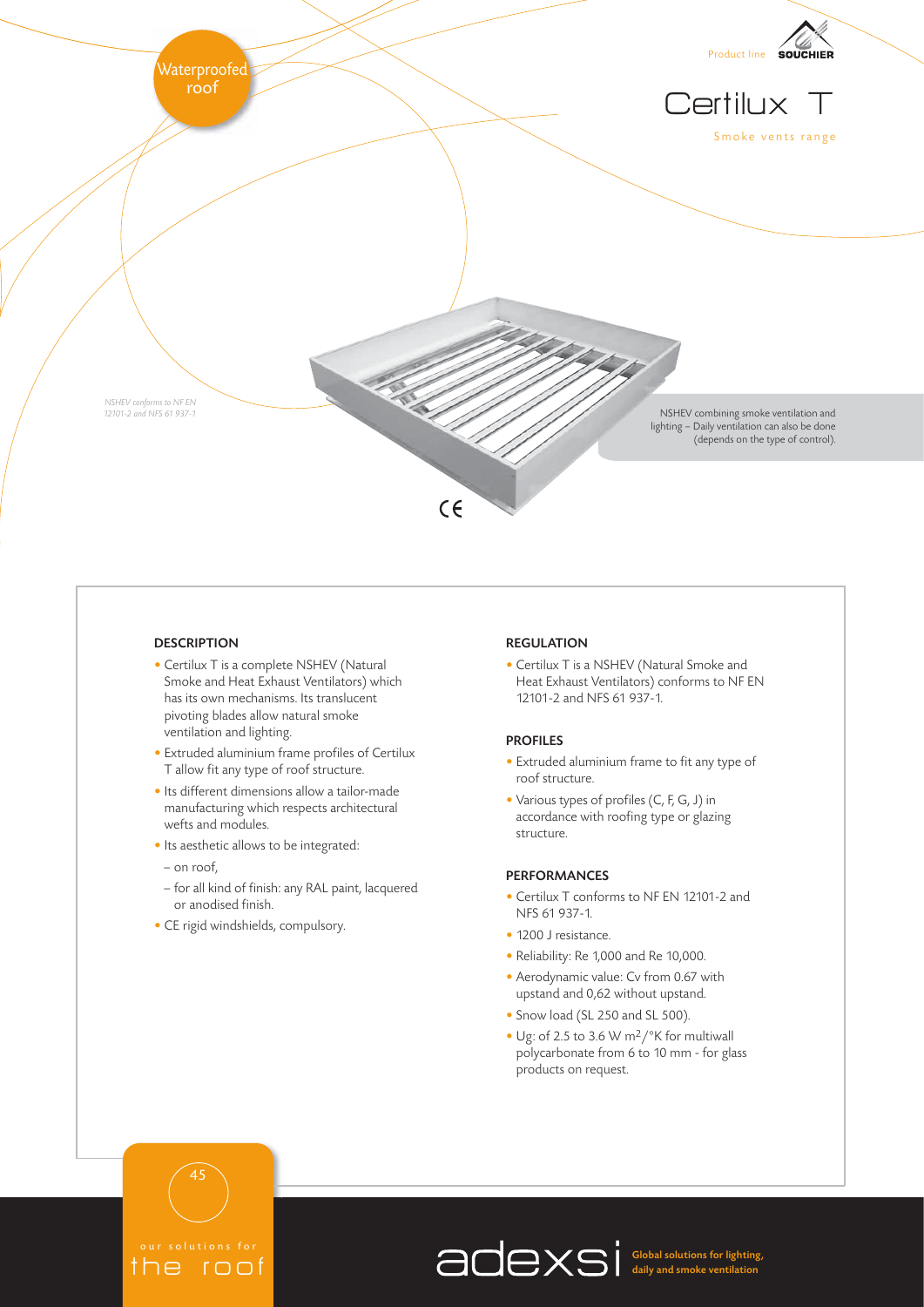Waterproofed roof

Product line SOUCHIER

# Certilux T

Smoke vents range

*NSHEV conforms to NF EN 12101-2 and NFS 61 937-1*

NSHEV combining smoke ventilation and lighting – Daily ventilation can also be done (depends on the type of control).

CE

## DESCRIPTION

- Certilux T is a complete NSHEV (Natural Smoke and Heat Exhaust Ventilators) which has its own mechanisms. Its translucent pivoting blades allow natural smoke ventilation and lighting.
- Extruded aluminium frame profiles of Certilux T allow fit any type of roof structure.
- Its different dimensions allow a tailor-made manufacturing which respects architectural wefts and modules.
- Its aesthetic allows to be integrated:
  - on roof,
  - for all kind of finish: any RAL paint, lacquered or anodised finish.
- CE rigid windshields, compulsory.

## REGULATION

- Certilux T is a NSHEV (Natural Smoke and Heat Exhaust Ventilators) conforms to NF EN 12101-2 and NFS 61 937-1.

## PROFILES

- Extruded aluminium frame to fit any type of roof structure.
- Various types of profiles (C, F, G, J) in accordance with roofing type or glazing structure.

## PERFORMANCES

- Certilux T conforms to NF EN 12101-2 and NFS 61 937-1.
- 1200 J resistance.
- Reliability: Re 1,000 and Re 10,000.
- Aerodynamic value: Cv from 0.67 with upstand and 0,62 without upstand.
- Snow load (SL 250 and SL 500).
- Ug: of 2.5 to 3.6 W m$^2$/°K for multiwall polycarbonate from 6 to 10 mm - for glass products on request.

our solutions for the roof

adexsi Global solutions for lighting, daily and smoke ventilation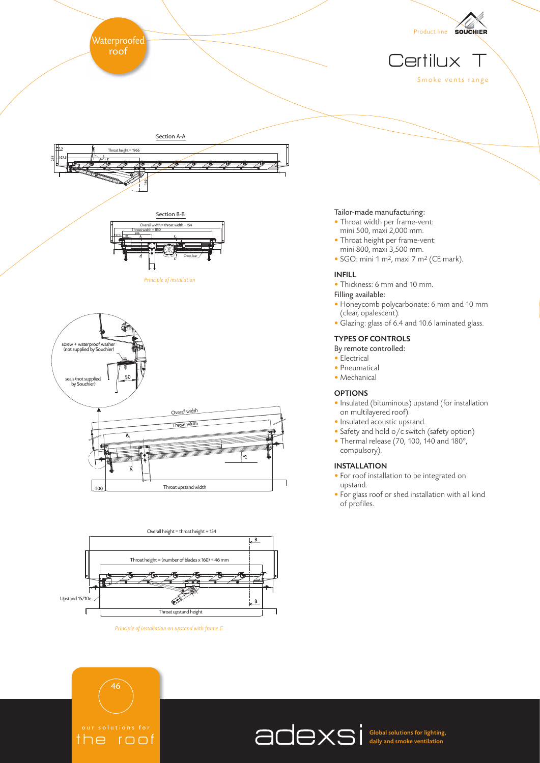Waterproofed roof

Product line SOUCHIER

# Certilux T

Smoke vents range

Section A-A

Throat height = 1966

Section B-B

Overall width = throat width + 154

Throat width = 850

Cross bar

*Principle of installation*

screw + waterproof washer (not supplied by Souchier)

seals (not supplied by Souchier)

50

Overall width

Throat width

100

Throat upstand width

Overall height = throat height + 154

Throat height = (number of blades x 160) + 46 mm

Upstand 15/10e

Throat upstand height

*Principle of installation on upstand with frame C*

Tailor-made manufacturing:

- Throat width per frame-vent: mini 500, maxi 2,000 mm.
- Throat height per frame-vent: mini 800, maxi 3,500 mm.
- SGO: mini 1 m², maxi 7 m² (CE mark).

## INFILL

- Thickness: 6 mm and 10 mm.

Filling available:

- Honeycomb polycarbonate: 6 mm and 10 mm (clear, opalescent).
- Glazing: glass of 6.4 and 10.6 laminated glass.

## TYPES OF CONTROLS

By remote controlled:

- Electrical
- Pneumatical
- Mechanical

## OPTIONS

- Insulated (bituminous) upstand (for installation on multilayered roof).
- Insulated acoustic upstand.
- Safety and hold o/c switch (safety option)
- Thermal release (70, 100, 140 and 180°, compulsory).

## INSTALLATION

- For roof installation to be integrated on upstand.
- For glass roof or shed installation with all kind of profiles.

our solutions for the roof

adexsi Global solutions for lighting, daily and smoke ventilation